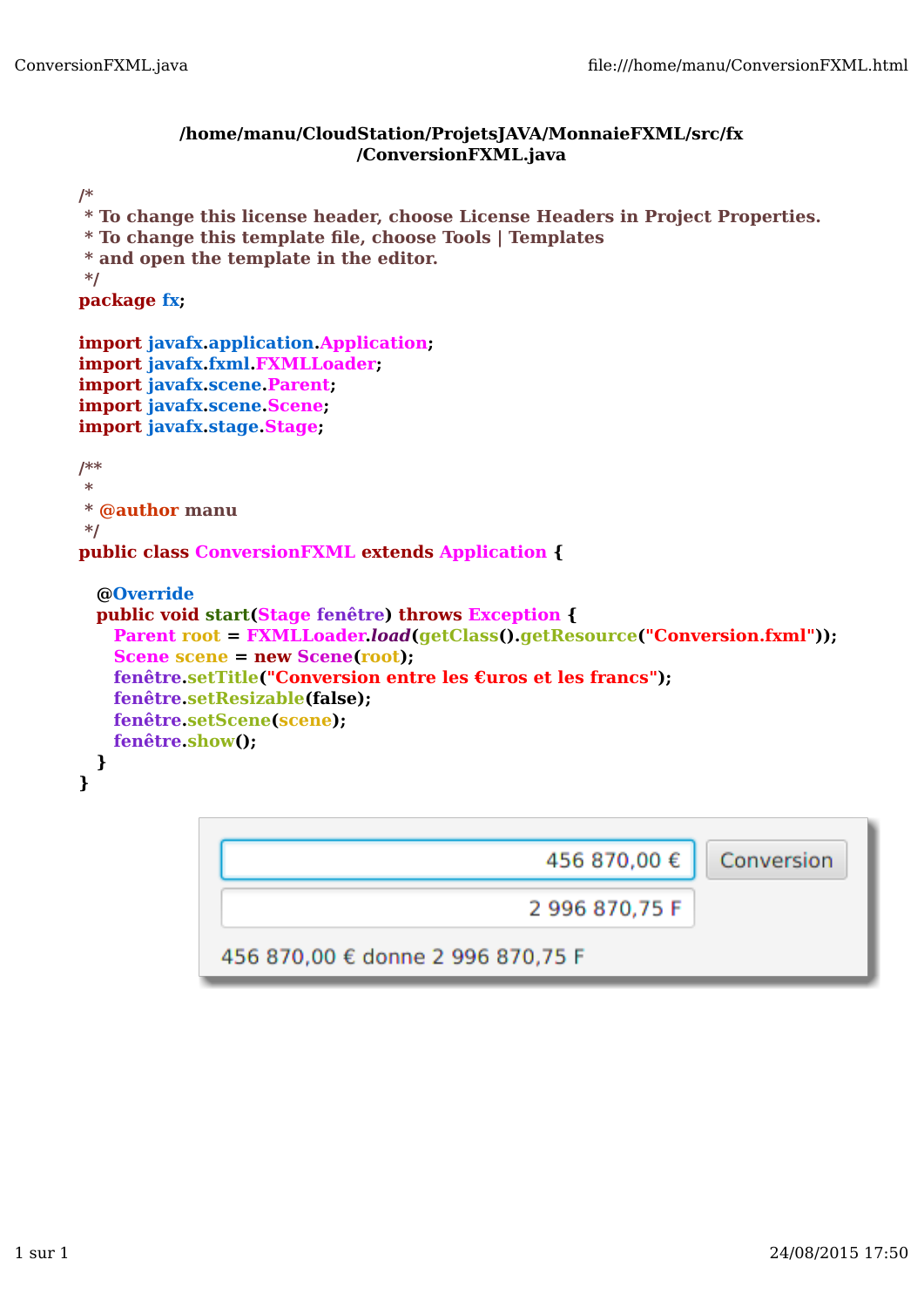**/home/manu/CloudStation/ProjetsJAVA/MonnaieFXML/src/fx/ConversionFXML.java**

```java
/*
 * To change this license header, choose License Headers in Project Properties.
 * To change this template file, choose Tools | Templates
 * and open the template in the editor.
 */
package fx;

import javafx.application.Application;
import javafx.fxml.FXMLLoader;
import javafx.scene.Parent;
import javafx.scene.Scene;
import javafx.stage.Stage;

/**
 *
 * @author manu
 */
public class ConversionFXML extends Application {

   @Override
   public void start(Stage fenêtre) throws Exception {
      Parent root = FXMLLoader.load(getClass().getResource("Conversion.fxml"));
      Scene scene = new Scene(root);
      fenêtre.setTitle("Conversion entre les €uros et les francs");
      fenêtre.setResizable(false);
      fenêtre.setScene(scene);
      fenêtre.show();
   }
}
```

456 870,00 € | Conversion

2 996 870,75 F

456 870,00 € donne 2 996 870,75 F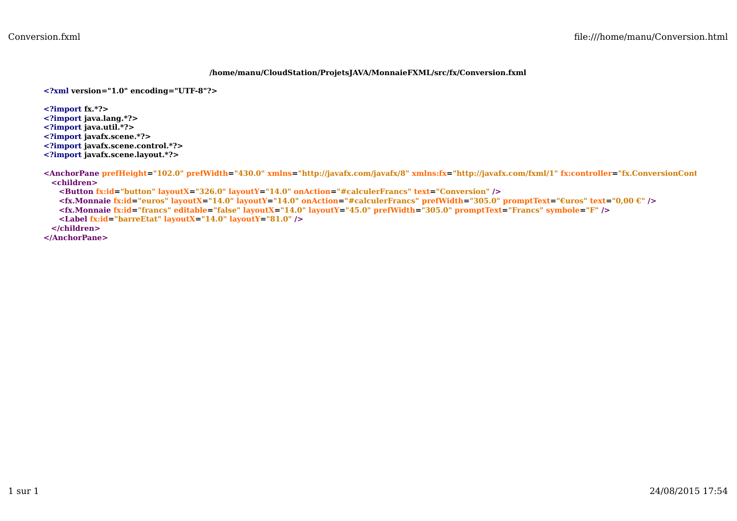**/home/manu/CloudStation/ProjetsJAVA/MonnaieFXML/src/fx/Conversion.fxml**

```xml
<?xml version="1.0" encoding="UTF-8"?>

<?import fx.*?>
<?import java.lang.*?>
<?import java.util.*?>
<?import javafx.scene.*?>
<?import javafx.scene.control.*?>
<?import javafx.scene.layout.*?>

<AnchorPane prefHeight="102.0" prefWidth="430.0" xmlns="http://javafx.com/javafx/8" xmlns:fx="http://javafx.com/fxml/1" fx:controller="fx.ConversionCont
   <children>
      <Button fx:id="button" layoutX="326.0" layoutY="14.0" onAction="#calculerFrancs" text="Conversion" />
      <fx.Monnaie fx:id="euros" layoutX="14.0" layoutY="14.0" onAction="#calculerFrancs" prefWidth="305.0" promptText="€uros" text="0,00 €" />
      <fx.Monnaie fx:id="francs" editable="false" layoutX="14.0" layoutY="45.0" prefWidth="305.0" promptText="Francs" symbole="F" />
      <Label fx:id="barreEtat" layoutX="14.0" layoutY="81.0" />
   </children>
</AnchorPane>
```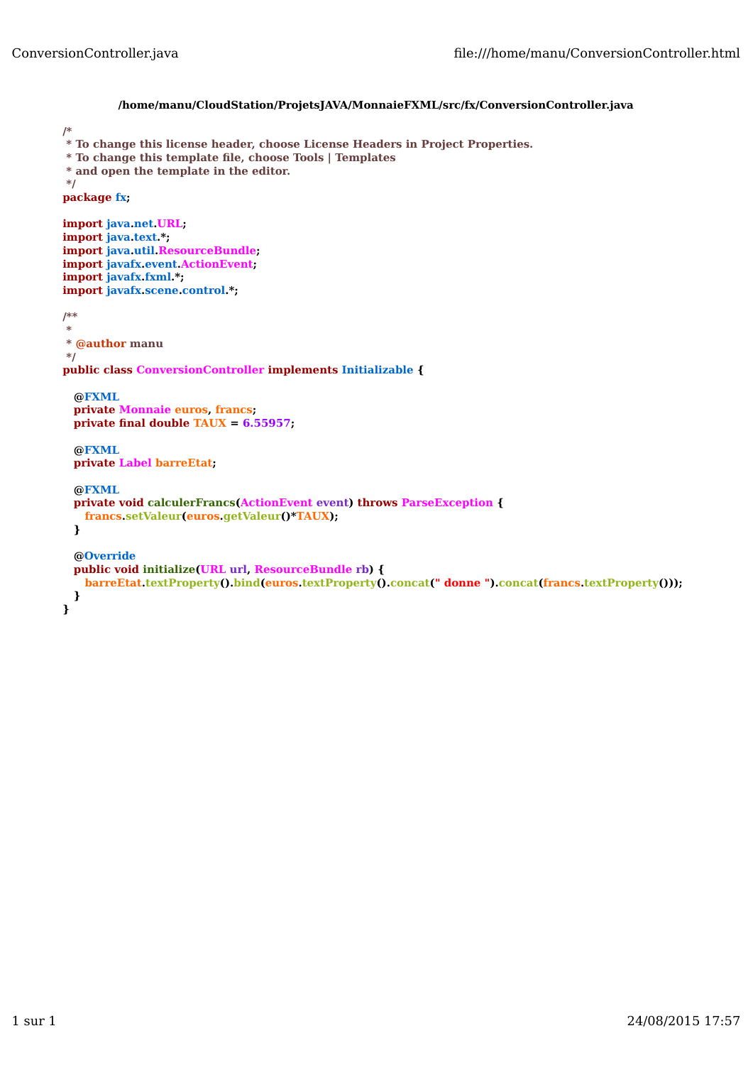**/home/manu/CloudStation/ProjetsJAVA/MonnaieFXML/src/fx/ConversionController.java**

```java
/*
 * To change this license header, choose License Headers in Project Properties.
 * To change this template file, choose Tools | Templates
 * and open the template in the editor.
 */
package fx;

import java.net.URL;
import java.text.*;
import java.util.ResourceBundle;
import javafx.event.ActionEvent;
import javafx.fxml.*;
import javafx.scene.control.*;

/**
 *
 * @author manu
 */
public class ConversionController implements Initializable {

   @FXML
   private Monnaie euros, francs;
   private final double TAUX = 6.55957;

   @FXML
   private Label barreEtat;

   @FXML
   private void calculerFrancs(ActionEvent event) throws ParseException {
      francs.setValeur(euros.getValeur()*TAUX);
   }

   @Override
   public void initialize(URL url, ResourceBundle rb) {
      barreEtat.textProperty().bind(euros.textProperty().concat(" donne ").concat(francs.textProperty()));
   }
}
```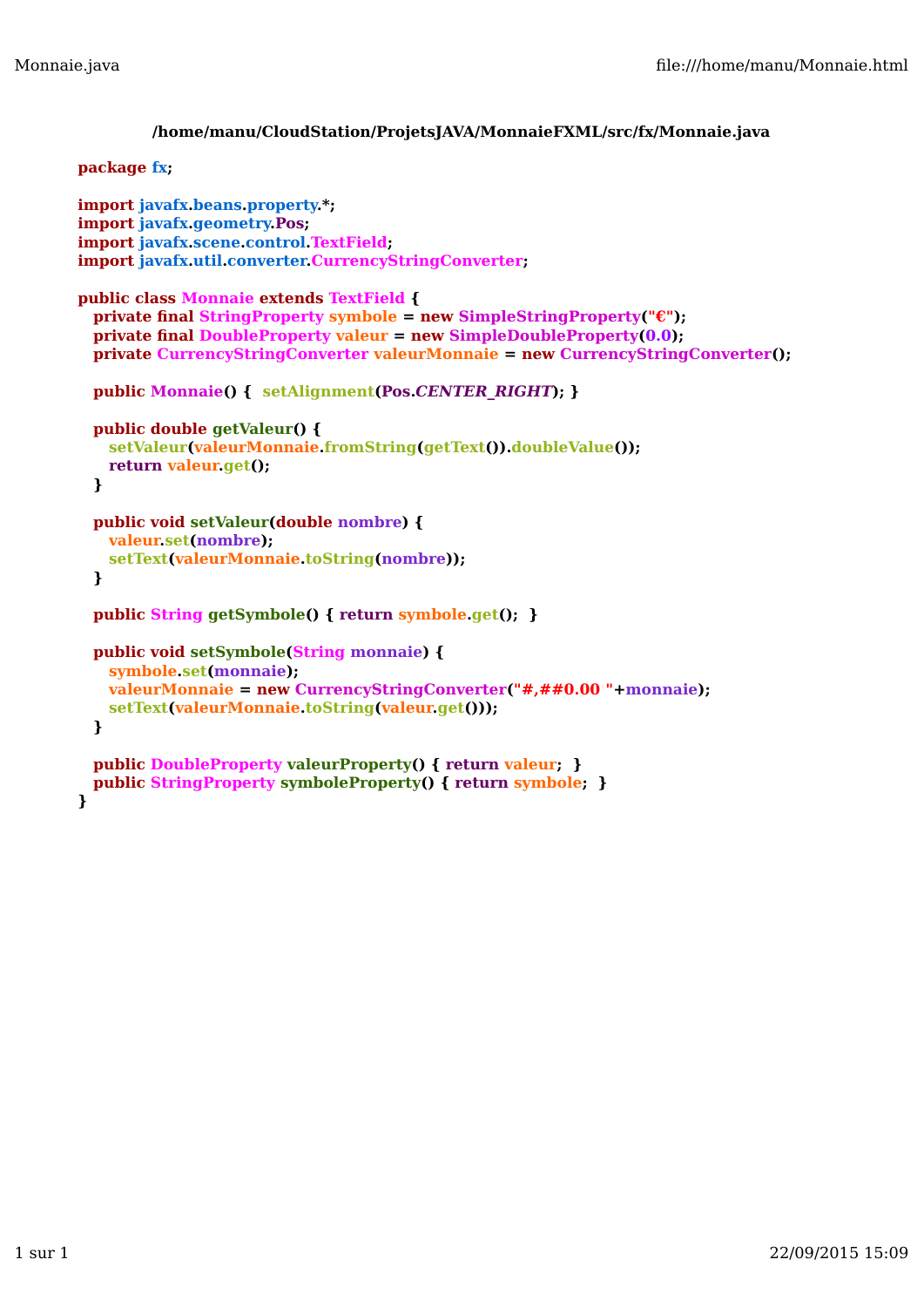**/home/manu/CloudStation/ProjetsJAVA/MonnaieFXML/src/fx/Monnaie.java**

```java
package fx;

import javafx.beans.property.*;
import javafx.geometry.Pos;
import javafx.scene.control.TextField;
import javafx.util.converter.CurrencyStringConverter;

public class Monnaie extends TextField {
   private final StringProperty symbole = new SimpleStringProperty("€");
   private final DoubleProperty valeur = new SimpleDoubleProperty(0.0);
   private CurrencyStringConverter valeurMonnaie = new CurrencyStringConverter();

   public Monnaie() {  setAlignment(Pos.CENTER_RIGHT); }

   public double getValeur() {
      setValeur(valeurMonnaie.fromString(getText()).doubleValue());
      return valeur.get();
   }

   public void setValeur(double nombre) {
      valeur.set(nombre);
      setText(valeurMonnaie.toString(nombre));
   }

   public String getSymbole() { return symbole.get();  }

   public void setSymbole(String monnaie) {
      symbole.set(monnaie);
      valeurMonnaie = new CurrencyStringConverter("#,##0.00 "+monnaie);
      setText(valeurMonnaie.toString(valeur.get()));
   }

   public DoubleProperty valeurProperty() { return valeur;  }
   public StringProperty symboleProperty() { return symbole;  }
}
```